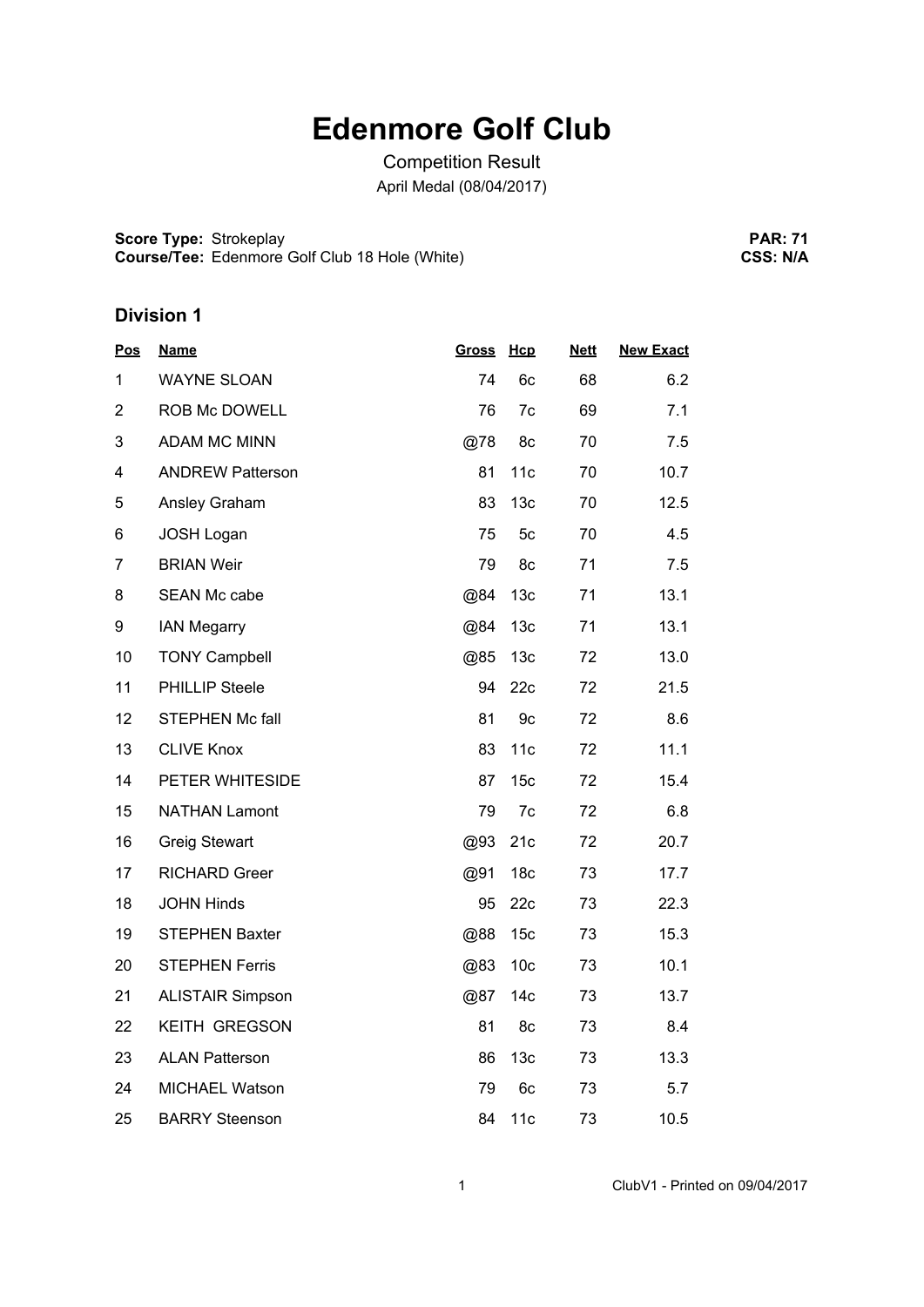# Edenmore Golf Club

Competition Result

April Medal (08/04/2017)

**Score Type:** Strokeplay
**Course/Tee:** Edenmore Golf Club 18 Hole (White)

**PAR: 71**
**CSS: N/A**

## Division 1

| Pos | Name | Gross | Hcp | Nett | New Exact |
|---|---|---|---|---|---|
| 1 | WAYNE SLOAN | 74 | 6c | 68 | 6.2 |
| 2 | ROB Mc DOWELL | 76 | 7c | 69 | 7.1 |
| 3 | ADAM MC MINN | @78 | 8c | 70 | 7.5 |
| 4 | ANDREW Patterson | 81 | 11c | 70 | 10.7 |
| 5 | Ansley Graham | 83 | 13c | 70 | 12.5 |
| 6 | JOSH Logan | 75 | 5c | 70 | 4.5 |
| 7 | BRIAN Weir | 79 | 8c | 71 | 7.5 |
| 8 | SEAN Mc cabe | @84 | 13c | 71 | 13.1 |
| 9 | IAN Megarry | @84 | 13c | 71 | 13.1 |
| 10 | TONY Campbell | @85 | 13c | 72 | 13.0 |
| 11 | PHILLIP Steele | 94 | 22c | 72 | 21.5 |
| 12 | STEPHEN Mc fall | 81 | 9c | 72 | 8.6 |
| 13 | CLIVE Knox | 83 | 11c | 72 | 11.1 |
| 14 | PETER WHITESIDE | 87 | 15c | 72 | 15.4 |
| 15 | NATHAN Lamont | 79 | 7c | 72 | 6.8 |
| 16 | Greig Stewart | @93 | 21c | 72 | 20.7 |
| 17 | RICHARD Greer | @91 | 18c | 73 | 17.7 |
| 18 | JOHN Hinds | 95 | 22c | 73 | 22.3 |
| 19 | STEPHEN Baxter | @88 | 15c | 73 | 15.3 |
| 20 | STEPHEN Ferris | @83 | 10c | 73 | 10.1 |
| 21 | ALISTAIR Simpson | @87 | 14c | 73 | 13.7 |
| 22 | KEITH GREGSON | 81 | 8c | 73 | 8.4 |
| 23 | ALAN Patterson | 86 | 13c | 73 | 13.3 |
| 24 | MICHAEL Watson | 79 | 6c | 73 | 5.7 |
| 25 | BARRY Steenson | 84 | 11c | 73 | 10.5 |

ClubV1 - Printed on 09/04/2017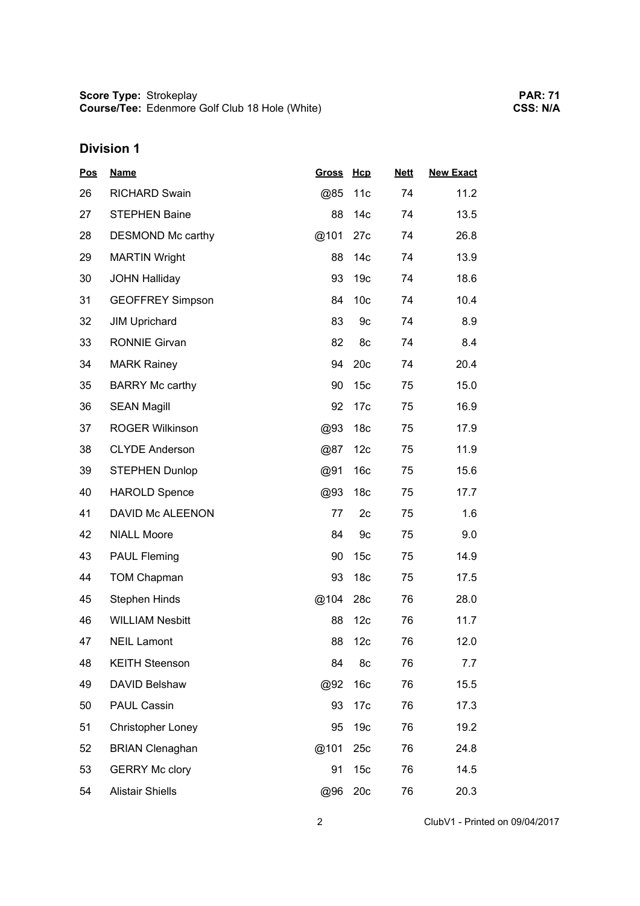**Score Type:** Strokeplay
**Course/Tee:** Edenmore Golf Club 18 Hole (White)

**PAR: 71**
**CSS: N/A**

## Division 1

| Pos | Name | Gross | Hcp | Nett | New Exact |
|---|---|---|---|---|---|
| 26 | RICHARD Swain | @85 | 11c | 74 | 11.2 |
| 27 | STEPHEN Baine | 88 | 14c | 74 | 13.5 |
| 28 | DESMOND Mc carthy | @101 | 27c | 74 | 26.8 |
| 29 | MARTIN Wright | 88 | 14c | 74 | 13.9 |
| 30 | JOHN Halliday | 93 | 19c | 74 | 18.6 |
| 31 | GEOFFREY Simpson | 84 | 10c | 74 | 10.4 |
| 32 | JIM Uprichard | 83 | 9c | 74 | 8.9 |
| 33 | RONNIE Girvan | 82 | 8c | 74 | 8.4 |
| 34 | MARK Rainey | 94 | 20c | 74 | 20.4 |
| 35 | BARRY Mc carthy | 90 | 15c | 75 | 15.0 |
| 36 | SEAN Magill | 92 | 17c | 75 | 16.9 |
| 37 | ROGER Wilkinson | @93 | 18c | 75 | 17.9 |
| 38 | CLYDE Anderson | @87 | 12c | 75 | 11.9 |
| 39 | STEPHEN Dunlop | @91 | 16c | 75 | 15.6 |
| 40 | HAROLD Spence | @93 | 18c | 75 | 17.7 |
| 41 | DAVID Mc ALEENON | 77 | 2c | 75 | 1.6 |
| 42 | NIALL Moore | 84 | 9c | 75 | 9.0 |
| 43 | PAUL Fleming | 90 | 15c | 75 | 14.9 |
| 44 | TOM Chapman | 93 | 18c | 75 | 17.5 |
| 45 | Stephen Hinds | @104 | 28c | 76 | 28.0 |
| 46 | WILLIAM Nesbitt | 88 | 12c | 76 | 11.7 |
| 47 | NEIL Lamont | 88 | 12c | 76 | 12.0 |
| 48 | KEITH Steenson | 84 | 8c | 76 | 7.7 |
| 49 | DAVID Belshaw | @92 | 16c | 76 | 15.5 |
| 50 | PAUL Cassin | 93 | 17c | 76 | 17.3 |
| 51 | Christopher Loney | 95 | 19c | 76 | 19.2 |
| 52 | BRIAN Clenaghan | @101 | 25c | 76 | 24.8 |
| 53 | GERRY Mc clory | 91 | 15c | 76 | 14.5 |
| 54 | Alistair Shiells | @96 | 20c | 76 | 20.3 |

ClubV1 - Printed on 09/04/2017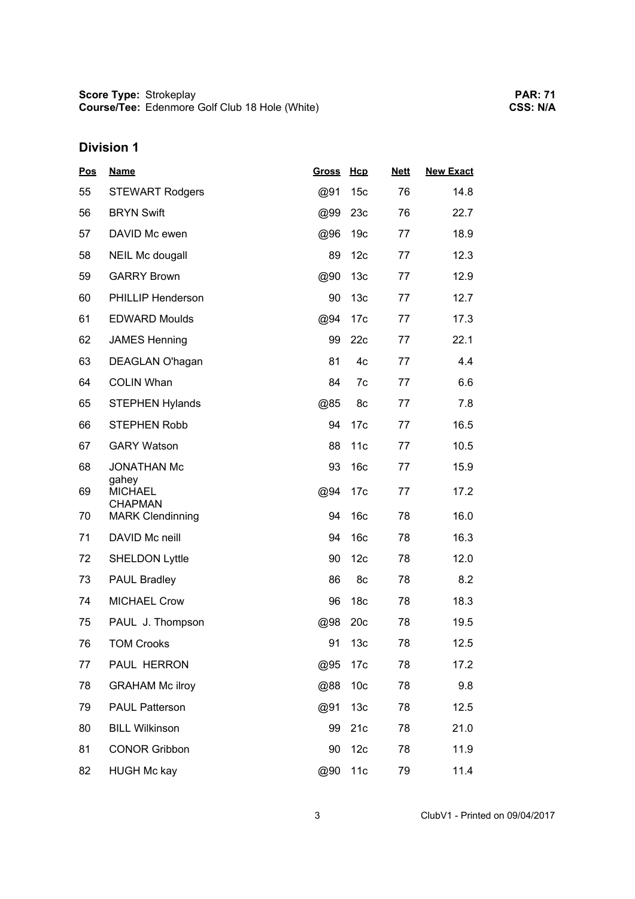**Score Type:** Strokeplay
**Course/Tee:** Edenmore Golf Club 18 Hole (White)

**PAR: 71**
**CSS: N/A**

## Division 1

| Pos | Name | Gross | Hcp | Nett | New Exact |
|---|---|---|---|---|---|
| 55 | STEWART Rodgers | @91 | 15c | 76 | 14.8 |
| 56 | BRYN Swift | @99 | 23c | 76 | 22.7 |
| 57 | DAVID Mc ewen | @96 | 19c | 77 | 18.9 |
| 58 | NEIL Mc dougall | 89 | 12c | 77 | 12.3 |
| 59 | GARRY Brown | @90 | 13c | 77 | 12.9 |
| 60 | PHILLIP Henderson | 90 | 13c | 77 | 12.7 |
| 61 | EDWARD Moulds | @94 | 17c | 77 | 17.3 |
| 62 | JAMES Henning | 99 | 22c | 77 | 22.1 |
| 63 | DEAGLAN O'hagan | 81 | 4c | 77 | 4.4 |
| 64 | COLIN Whan | 84 | 7c | 77 | 6.6 |
| 65 | STEPHEN Hylands | @85 | 8c | 77 | 7.8 |
| 66 | STEPHEN Robb | 94 | 17c | 77 | 16.5 |
| 67 | GARY Watson | 88 | 11c | 77 | 10.5 |
| 68 | JONATHAN Mc gahey | 93 | 16c | 77 | 15.9 |
| 69 | MICHAEL CHAPMAN | @94 | 17c | 77 | 17.2 |
| 70 | MARK Clendinning | 94 | 16c | 78 | 16.0 |
| 71 | DAVID Mc neill | 94 | 16c | 78 | 16.3 |
| 72 | SHELDON Lyttle | 90 | 12c | 78 | 12.0 |
| 73 | PAUL Bradley | 86 | 8c | 78 | 8.2 |
| 74 | MICHAEL Crow | 96 | 18c | 78 | 18.3 |
| 75 | PAUL J. Thompson | @98 | 20c | 78 | 19.5 |
| 76 | TOM Crooks | 91 | 13c | 78 | 12.5 |
| 77 | PAUL HERRON | @95 | 17c | 78 | 17.2 |
| 78 | GRAHAM Mc ilroy | @88 | 10c | 78 | 9.8 |
| 79 | PAUL Patterson | @91 | 13c | 78 | 12.5 |
| 80 | BILL Wilkinson | 99 | 21c | 78 | 21.0 |
| 81 | CONOR Gribbon | 90 | 12c | 78 | 11.9 |
| 82 | HUGH Mc kay | @90 | 11c | 79 | 11.4 |

ClubV1 - Printed on 09/04/2017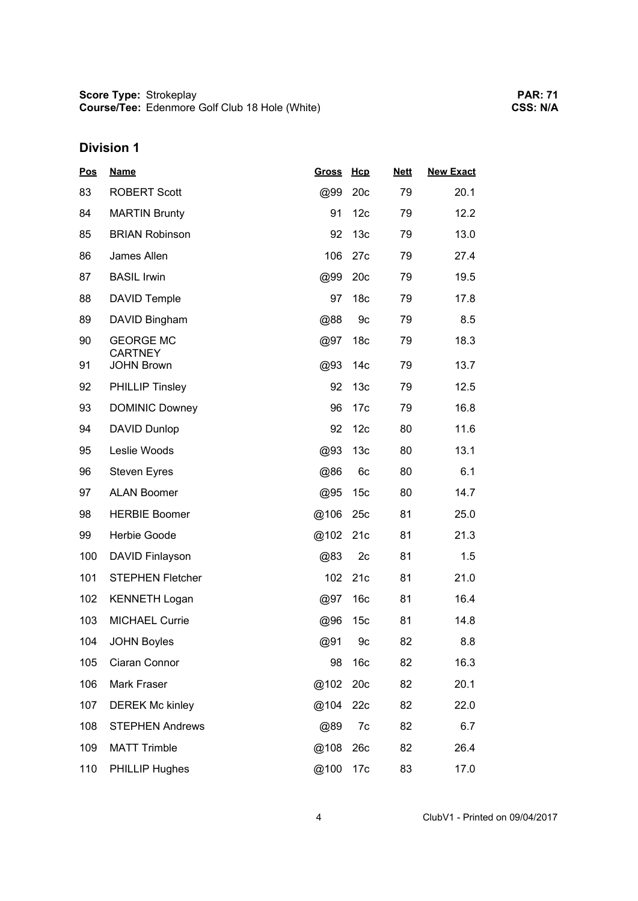**Score Type:** Strokeplay
**Course/Tee:** Edenmore Golf Club 18 Hole (White)

**PAR: 71**
**CSS: N/A**

## Division 1

| Pos | Name | Gross | Hcp | Nett | New Exact |
|---|---|---|---|---|---|
| 83 | ROBERT Scott | @99 | 20c | 79 | 20.1 |
| 84 | MARTIN Brunty | 91 | 12c | 79 | 12.2 |
| 85 | BRIAN Robinson | 92 | 13c | 79 | 13.0 |
| 86 | James Allen | 106 | 27c | 79 | 27.4 |
| 87 | BASIL Irwin | @99 | 20c | 79 | 19.5 |
| 88 | DAVID Temple | 97 | 18c | 79 | 17.8 |
| 89 | DAVID Bingham | @88 | 9c | 79 | 8.5 |
| 90 | GEORGE MC CARTNEY | @97 | 18c | 79 | 18.3 |
| 91 | JOHN Brown | @93 | 14c | 79 | 13.7 |
| 92 | PHILLIP Tinsley | 92 | 13c | 79 | 12.5 |
| 93 | DOMINIC Downey | 96 | 17c | 79 | 16.8 |
| 94 | DAVID Dunlop | 92 | 12c | 80 | 11.6 |
| 95 | Leslie Woods | @93 | 13c | 80 | 13.1 |
| 96 | Steven Eyres | @86 | 6c | 80 | 6.1 |
| 97 | ALAN Boomer | @95 | 15c | 80 | 14.7 |
| 98 | HERBIE Boomer | @106 | 25c | 81 | 25.0 |
| 99 | Herbie Goode | @102 | 21c | 81 | 21.3 |
| 100 | DAVID Finlayson | @83 | 2c | 81 | 1.5 |
| 101 | STEPHEN Fletcher | 102 | 21c | 81 | 21.0 |
| 102 | KENNETH Logan | @97 | 16c | 81 | 16.4 |
| 103 | MICHAEL Currie | @96 | 15c | 81 | 14.8 |
| 104 | JOHN Boyles | @91 | 9c | 82 | 8.8 |
| 105 | Ciaran Connor | 98 | 16c | 82 | 16.3 |
| 106 | Mark Fraser | @102 | 20c | 82 | 20.1 |
| 107 | DEREK Mc kinley | @104 | 22c | 82 | 22.0 |
| 108 | STEPHEN Andrews | @89 | 7c | 82 | 6.7 |
| 109 | MATT Trimble | @108 | 26c | 82 | 26.4 |
| 110 | PHILLIP Hughes | @100 | 17c | 83 | 17.0 |

ClubV1 - Printed on 09/04/2017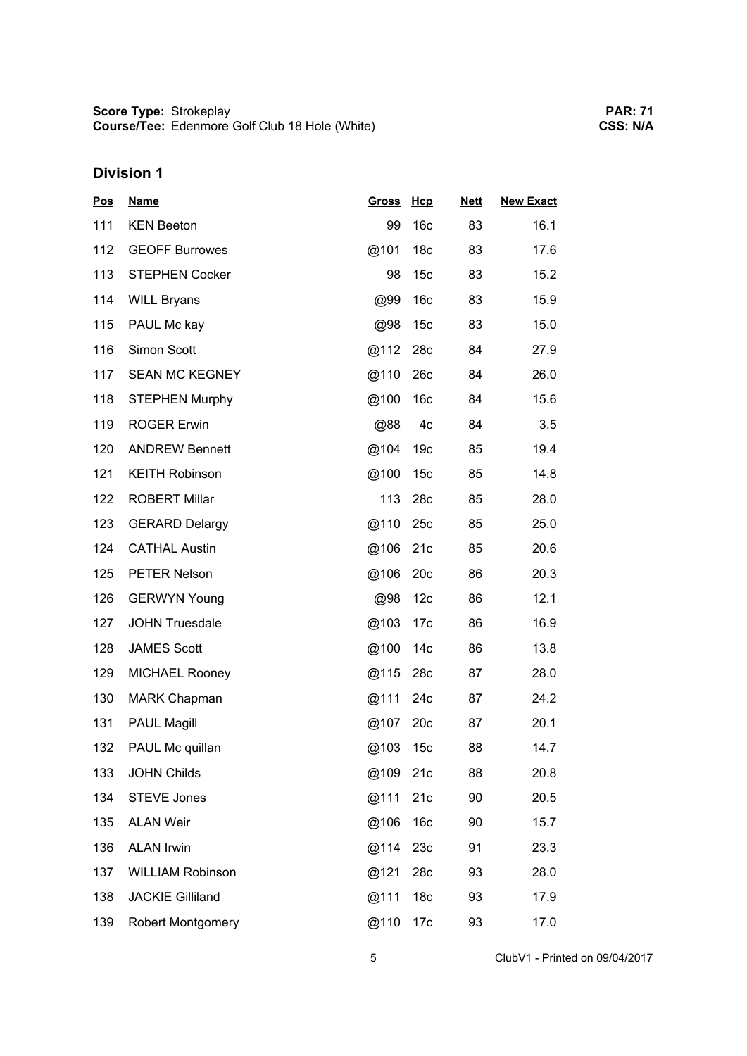**Score Type:** Strokeplay
**Course/Tee:** Edenmore Golf Club 18 Hole (White)

**PAR: 71**
**CSS: N/A**

## Division 1

| Pos | Name | Gross | Hcp | Nett | New Exact |
|---|---|---|---|---|---|
| 111 | KEN Beeton | 99 | 16c | 83 | 16.1 |
| 112 | GEOFF Burrowes | @101 | 18c | 83 | 17.6 |
| 113 | STEPHEN Cocker | 98 | 15c | 83 | 15.2 |
| 114 | WILL Bryans | @99 | 16c | 83 | 15.9 |
| 115 | PAUL Mc kay | @98 | 15c | 83 | 15.0 |
| 116 | Simon Scott | @112 | 28c | 84 | 27.9 |
| 117 | SEAN MC KEGNEY | @110 | 26c | 84 | 26.0 |
| 118 | STEPHEN Murphy | @100 | 16c | 84 | 15.6 |
| 119 | ROGER Erwin | @88 | 4c | 84 | 3.5 |
| 120 | ANDREW Bennett | @104 | 19c | 85 | 19.4 |
| 121 | KEITH Robinson | @100 | 15c | 85 | 14.8 |
| 122 | ROBERT Millar | 113 | 28c | 85 | 28.0 |
| 123 | GERARD Delargy | @110 | 25c | 85 | 25.0 |
| 124 | CATHAL Austin | @106 | 21c | 85 | 20.6 |
| 125 | PETER Nelson | @106 | 20c | 86 | 20.3 |
| 126 | GERWYN Young | @98 | 12c | 86 | 12.1 |
| 127 | JOHN Truesdale | @103 | 17c | 86 | 16.9 |
| 128 | JAMES Scott | @100 | 14c | 86 | 13.8 |
| 129 | MICHAEL Rooney | @115 | 28c | 87 | 28.0 |
| 130 | MARK Chapman | @111 | 24c | 87 | 24.2 |
| 131 | PAUL Magill | @107 | 20c | 87 | 20.1 |
| 132 | PAUL Mc quillan | @103 | 15c | 88 | 14.7 |
| 133 | JOHN Childs | @109 | 21c | 88 | 20.8 |
| 134 | STEVE Jones | @111 | 21c | 90 | 20.5 |
| 135 | ALAN Weir | @106 | 16c | 90 | 15.7 |
| 136 | ALAN Irwin | @114 | 23c | 91 | 23.3 |
| 137 | WILLIAM Robinson | @121 | 28c | 93 | 28.0 |
| 138 | JACKIE Gilliland | @111 | 18c | 93 | 17.9 |
| 139 | Robert Montgomery | @110 | 17c | 93 | 17.0 |

ClubV1 - Printed on 09/04/2017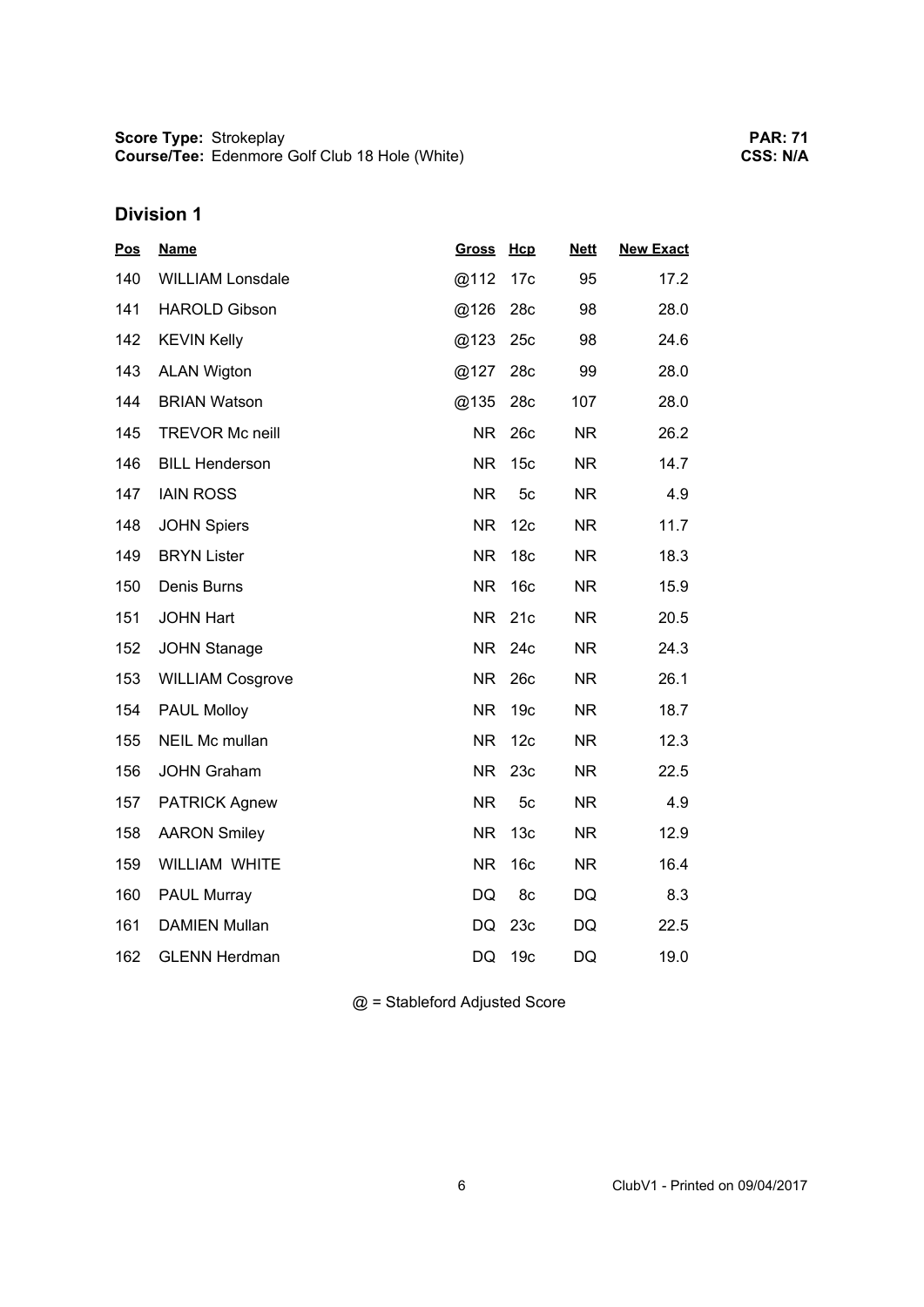**Score Type:** Strokeplay
**Course/Tee:** Edenmore Golf Club 18 Hole (White)

**PAR: 71**
**CSS: N/A**

## Division 1

| Pos | Name | Gross | Hcp | Nett | New Exact |
|---|---|---|---|---|---|
| 140 | WILLIAM Lonsdale | @112 | 17c | 95 | 17.2 |
| 141 | HAROLD Gibson | @126 | 28c | 98 | 28.0 |
| 142 | KEVIN Kelly | @123 | 25c | 98 | 24.6 |
| 143 | ALAN Wigton | @127 | 28c | 99 | 28.0 |
| 144 | BRIAN Watson | @135 | 28c | 107 | 28.0 |
| 145 | TREVOR Mc neill | NR | 26c | NR | 26.2 |
| 146 | BILL Henderson | NR | 15c | NR | 14.7 |
| 147 | IAIN ROSS | NR | 5c | NR | 4.9 |
| 148 | JOHN Spiers | NR | 12c | NR | 11.7 |
| 149 | BRYN Lister | NR | 18c | NR | 18.3 |
| 150 | Denis Burns | NR | 16c | NR | 15.9 |
| 151 | JOHN Hart | NR | 21c | NR | 20.5 |
| 152 | JOHN Stanage | NR | 24c | NR | 24.3 |
| 153 | WILLIAM Cosgrove | NR | 26c | NR | 26.1 |
| 154 | PAUL Molloy | NR | 19c | NR | 18.7 |
| 155 | NEIL Mc mullan | NR | 12c | NR | 12.3 |
| 156 | JOHN Graham | NR | 23c | NR | 22.5 |
| 157 | PATRICK Agnew | NR | 5c | NR | 4.9 |
| 158 | AARON Smiley | NR | 13c | NR | 12.9 |
| 159 | WILLIAM WHITE | NR | 16c | NR | 16.4 |
| 160 | PAUL Murray | DQ | 8c | DQ | 8.3 |
| 161 | DAMIEN Mullan | DQ | 23c | DQ | 22.5 |
| 162 | GLENN Herdman | DQ | 19c | DQ | 19.0 |

@ = Stableford Adjusted Score

ClubV1 - Printed on 09/04/2017